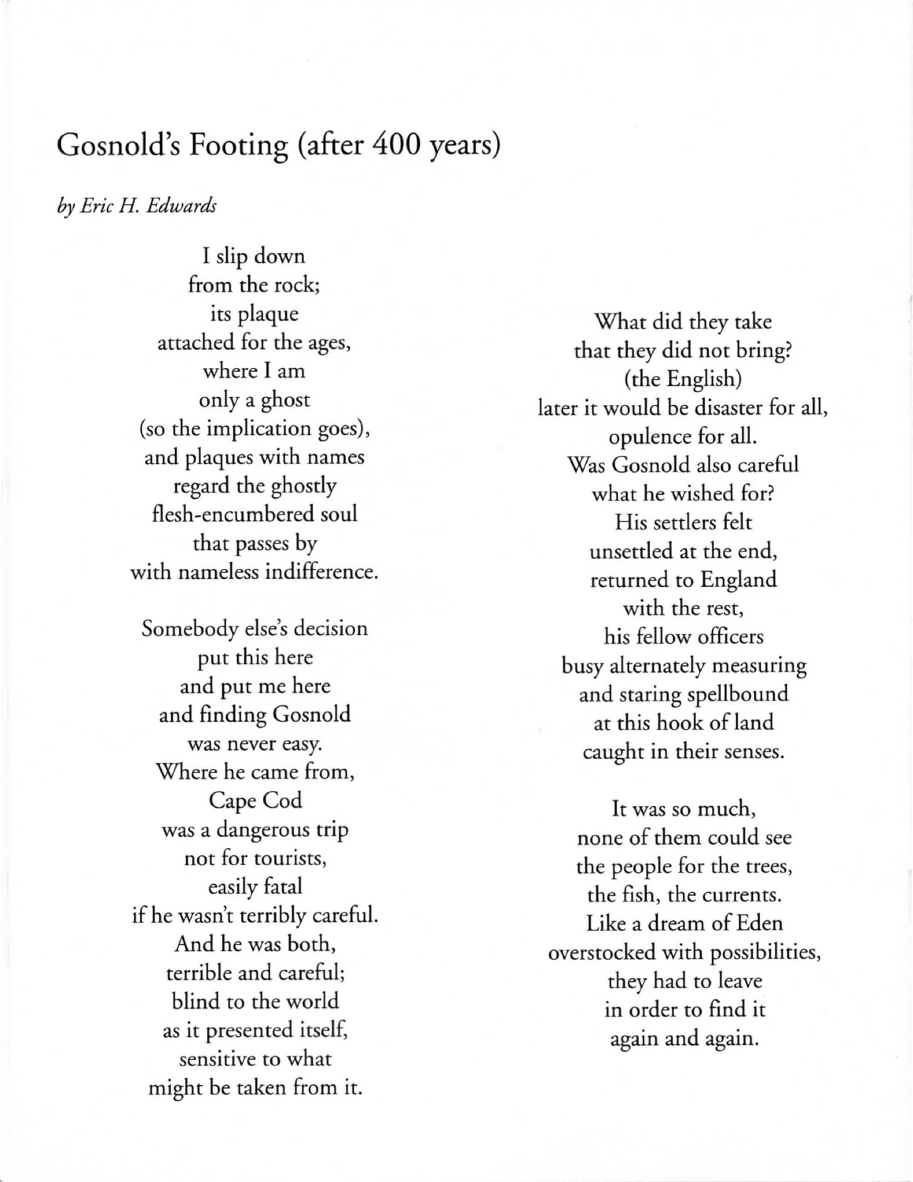# Gosnold's Footing (after 400 years)

*by Eric H. Edwards*

I slip down  
from the rock;  
its plaque  
attached for the ages,  
where I am  
only a ghost  
(so the implication goes),  
and plaques with names  
regard the ghostly  
flesh-encumbered soul  
that passes by  
with nameless indifference.

Somebody else's decision  
put this here  
and put me here  
and finding Gosnold  
was never easy.  
Where he came from,  
Cape Cod  
was a dangerous trip  
not for tourists,  
easily fatal  
if he wasn't terribly careful.  
And he was both,  
terrible and careful;  
blind to the world  
as it presented itself,  
sensitive to what  
might be taken from it.

What did they take  
that they did not bring?  
(the English)  
later it would be disaster for all,  
opulence for all.  
Was Gosnold also careful  
what he wished for?  
His settlers felt  
unsettled at the end,  
returned to England  
with the rest,  
his fellow officers  
busy alternately measuring  
and staring spellbound  
at this hook of land  
caught in their senses.

It was so much,  
none of them could see  
the people for the trees,  
the fish, the currents.  
Like a dream of Eden  
overstocked with possibilities,  
they had to leave  
in order to find it  
again and again.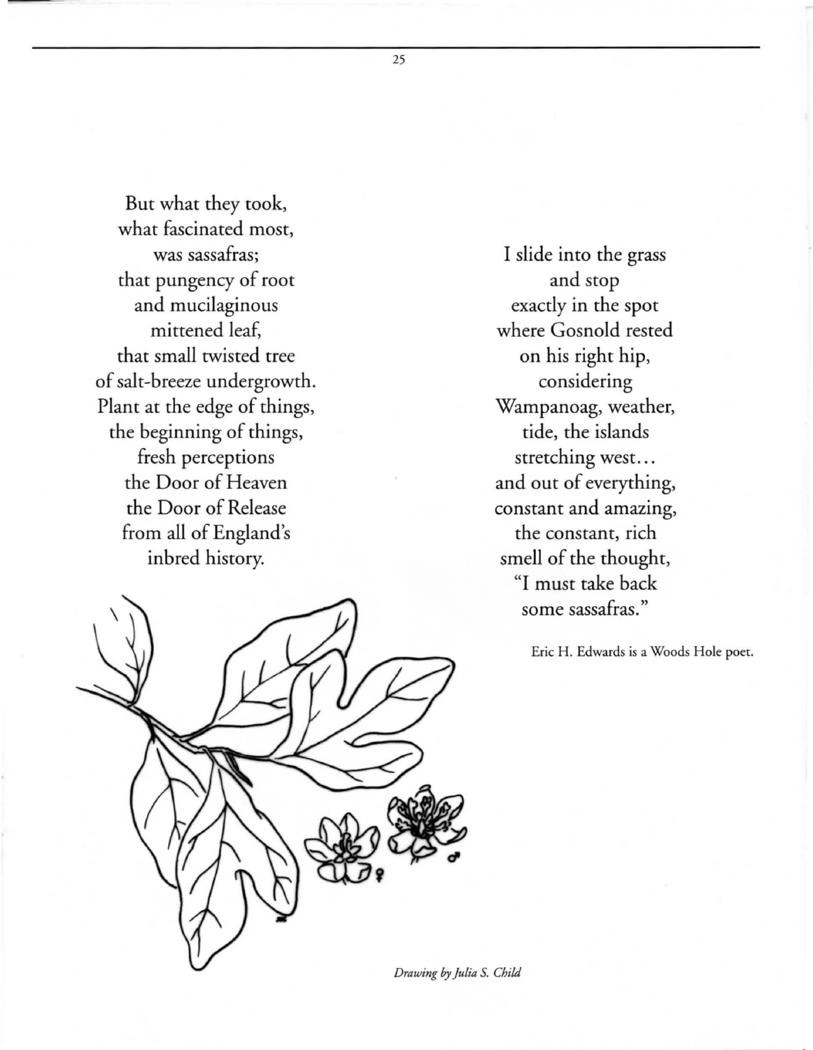But what they took,
what fascinated most,
was sassafras;
that pungency of root
and mucilaginous
mittened leaf,
that small twisted tree
of salt-breeze undergrowth.
Plant at the edge of things,
the beginning of things,
fresh perceptions
the Door of Heaven
the Door of Release
from all of England's
inbred history.

I slide into the grass
and stop
exactly in the spot
where Gosnold rested
on his right hip,
considering
Wampanoag, weather,
tide, the islands
stretching west…
and out of everything,
constant and amazing,
the constant, rich
smell of the thought,
"I must take back
some sassafras."

Eric H. Edwards is a Woods Hole poet.

*Drawing by Julia S. Child*